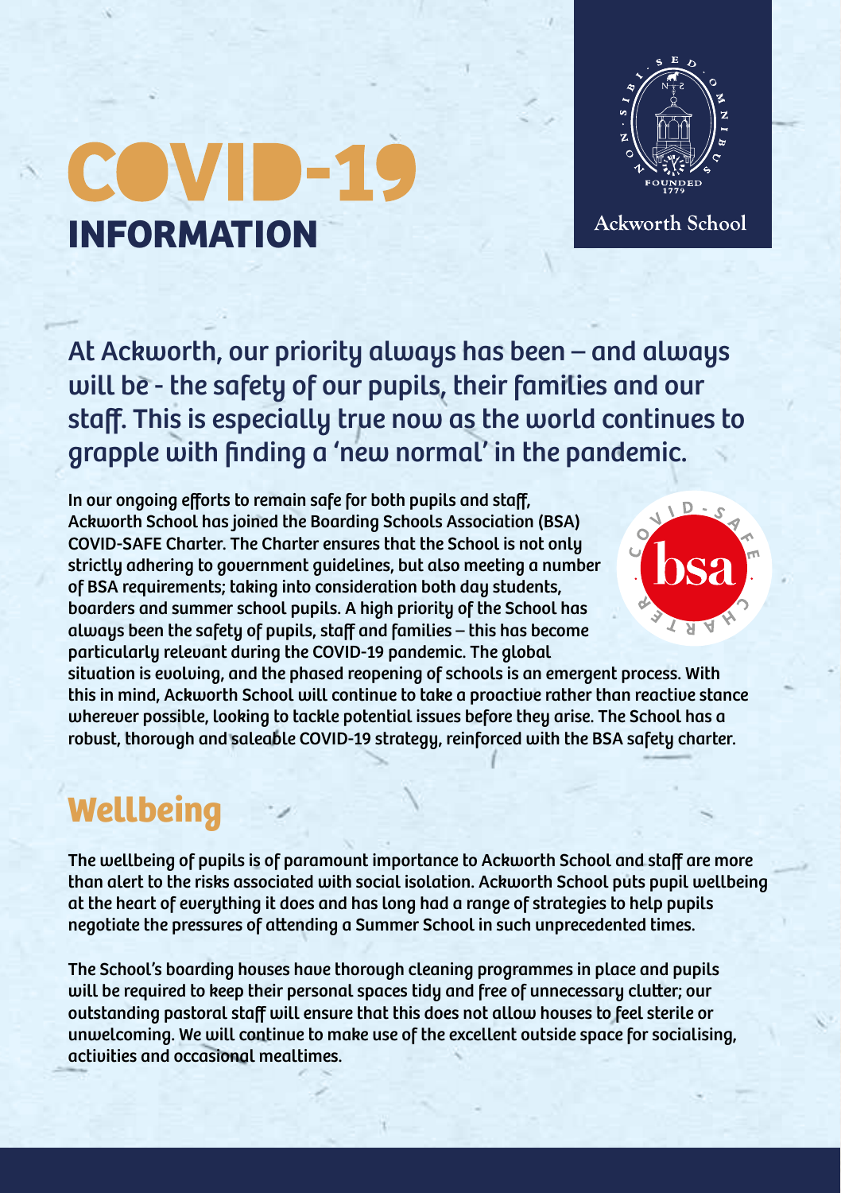# COVID-19 INFORMATION

Ackworth School

## At Ackworth, our priority always has been – and always will be - the safety of our pupils, their families and our staff. This is especially true now as the world continues to grapple with finding a 'new normal' in the pandemic.

In our ongoing efforts to remain safe for both pupils and staff, Ackworth School has joined the Boarding Schools Association (BSA) COVID-SAFE Charter. The Charter ensures that the School is not only strictly adhering to government guidelines, but also meeting a number of BSA requirements; taking into consideration both day students, boarders and summer school pupils. A high priority of the School has always been the safety of pupils, staff and families – this has become particularly relevant during the COVID-19 pandemic. The global situation is evolving, and the phased reopening of schools is an emergent process. With this in mind, Ackworth School will continue to take a proactive rather than reactive stance wherever possible, looking to tackle potential issues before they arise. The School has a robust, thorough and saleable COVID-19 strategy, reinforced with the BSA safety charter.

## Wellbeing

The wellbeing of pupils is of paramount importance to Ackworth School and staff are more than alert to the risks associated with social isolation. Ackworth School puts pupil wellbeing at the heart of everything it does and has long had a range of strategies to help pupils negotiate the pressures of attending a Summer School in such unprecedented times.

The School's boarding houses have thorough cleaning programmes in place and pupils will be required to keep their personal spaces tidy and free of unnecessary clutter; our outstanding pastoral staff will ensure that this does not allow houses to feel sterile or unwelcoming. We will continue to make use of the excellent outside space for socialising, activities and occasional mealtimes.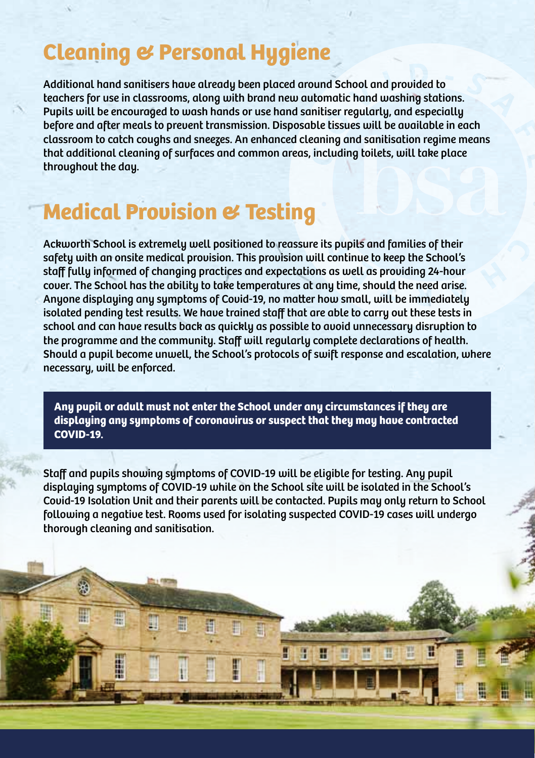## Cleaning & Personal Hygiene

Additional hand sanitisers have already been placed around School and provided to teachers for use in classrooms, along with brand new automatic hand washing stations. Pupils will be encouraged to wash hands or use hand sanitiser regularly, and especially before and after meals to prevent transmission. Disposable tissues will be available in each classroom to catch coughs and sneezes. An enhanced cleaning and sanitisation regime means that additional cleaning of surfaces and common areas, including toilets, will take place throughout the day.

## Medical Provision & Testing

Ackworth School is extremely well positioned to reassure its pupils and families of their safety with an onsite medical provision. This provision will continue to keep the School's staff fully informed of changing practices and expectations as well as providing 24-hour cover. The School has the ability to take temperatures at any time, should the need arise. Anyone displaying any symptoms of Covid-19, no matter how small, will be immediately isolated pending test results. We have trained staff that are able to carry out these tests in school and can have results back as quickly as possible to avoid unnecessary disruption to the programme and the community. Staff will regularly complete declarations of health. Should a pupil become unwell, the School's protocols of swift response and escalation, where necessary, will be enforced.

**Any pupil or adult must not enter the School under any circumstances if they are displaying any symptoms of coronavirus or suspect that they may have contracted COVID-19.**

Staff and pupils showing symptoms of COVID-19 will be eligible for testing. Any pupil displaying symptoms of COVID-19 while on the School site will be isolated in the School's Covid-19 Isolation Unit and their parents will be contacted. Pupils may only return to School following a negative test. Rooms used for isolating suspected COVID-19 cases will undergo thorough cleaning and sanitisation.